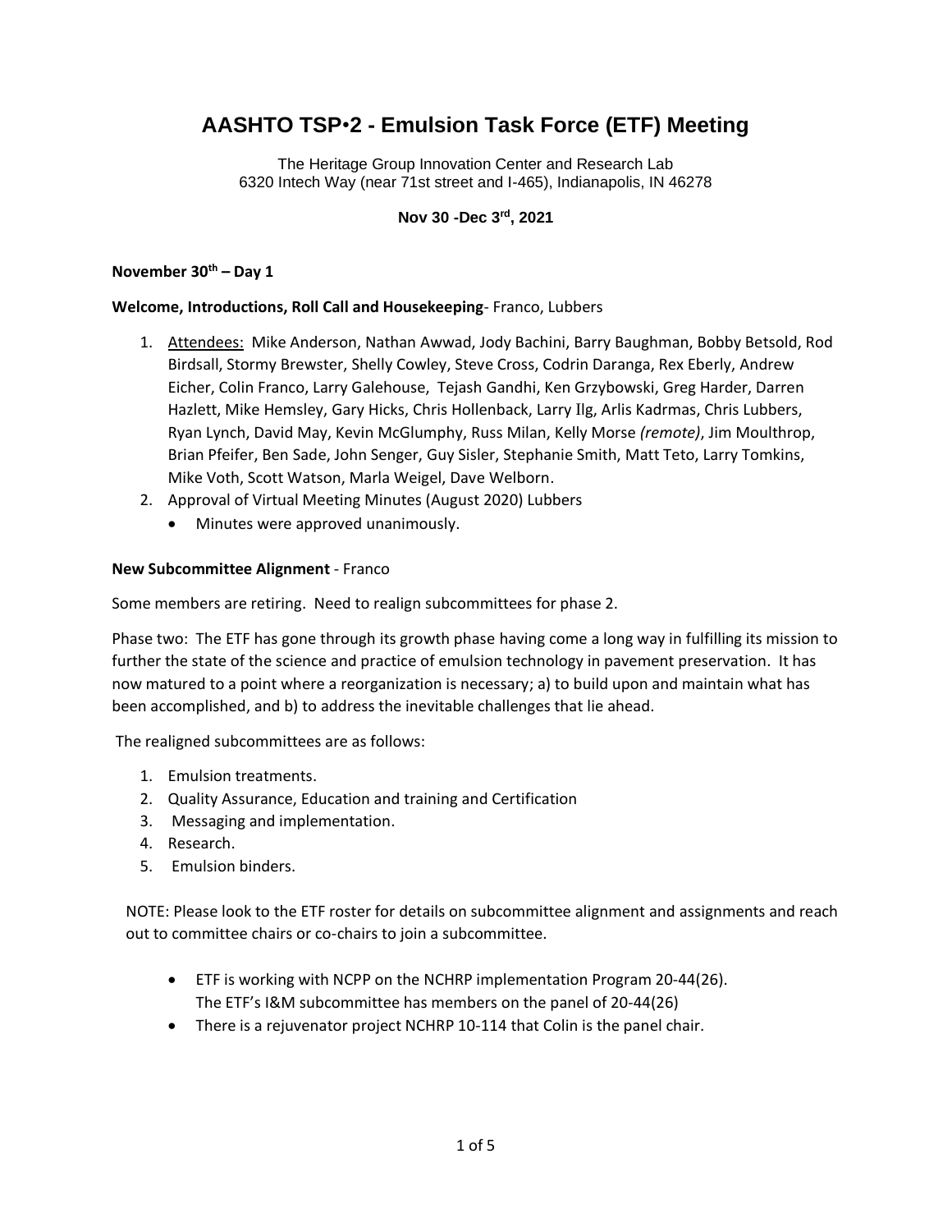# AASHTO TSP•2 - Emulsion Task Force (ETF) Meeting

The Heritage Group Innovation Center and Research Lab
6320 Intech Way (near 71st street and I-465), Indianapolis, IN 46278

**Nov 30 -Dec 3rd, 2021**

**November 30th – Day 1**

**Welcome, Introductions, Roll Call and Housekeeping**- Franco, Lubbers

1. Attendees: Mike Anderson, Nathan Awwad, Jody Bachini, Barry Baughman, Bobby Betsold, Rod Birdsall, Stormy Brewster, Shelly Cowley, Steve Cross, Codrin Daranga, Rex Eberly, Andrew Eicher, Colin Franco, Larry Galehouse, Tejash Gandhi, Ken Grzybowski, Greg Harder, Darren Hazlett, Mike Hemsley, Gary Hicks, Chris Hollenback, Larry Ilg, Arlis Kadrmas, Chris Lubbers, Ryan Lynch, David May, Kevin McGlumphy, Russ Milan, Kelly Morse *(remote)*, Jim Moulthrop, Brian Pfeifer, Ben Sade, John Senger, Guy Sisler, Stephanie Smith, Matt Teto, Larry Tomkins, Mike Voth, Scott Watson, Marla Weigel, Dave Welborn.
2. Approval of Virtual Meeting Minutes (August 2020) Lubbers
   - Minutes were approved unanimously.

**New Subcommittee Alignment** - Franco

Some members are retiring. Need to realign subcommittees for phase 2.

Phase two: The ETF has gone through its growth phase having come a long way in fulfilling its mission to further the state of the science and practice of emulsion technology in pavement preservation. It has now matured to a point where a reorganization is necessary; a) to build upon and maintain what has been accomplished, and b) to address the inevitable challenges that lie ahead.

The realigned subcommittees are as follows:

1. Emulsion treatments.
2. Quality Assurance, Education and training and Certification
3. Messaging and implementation.
4. Research.
5. Emulsion binders.

NOTE: Please look to the ETF roster for details on subcommittee alignment and assignments and reach out to committee chairs or co-chairs to join a subcommittee.

- ETF is working with NCPP on the NCHRP implementation Program 20-44(26). The ETF's I&M subcommittee has members on the panel of 20-44(26)
- There is a rejuvenator project NCHRP 10-114 that Colin is the panel chair.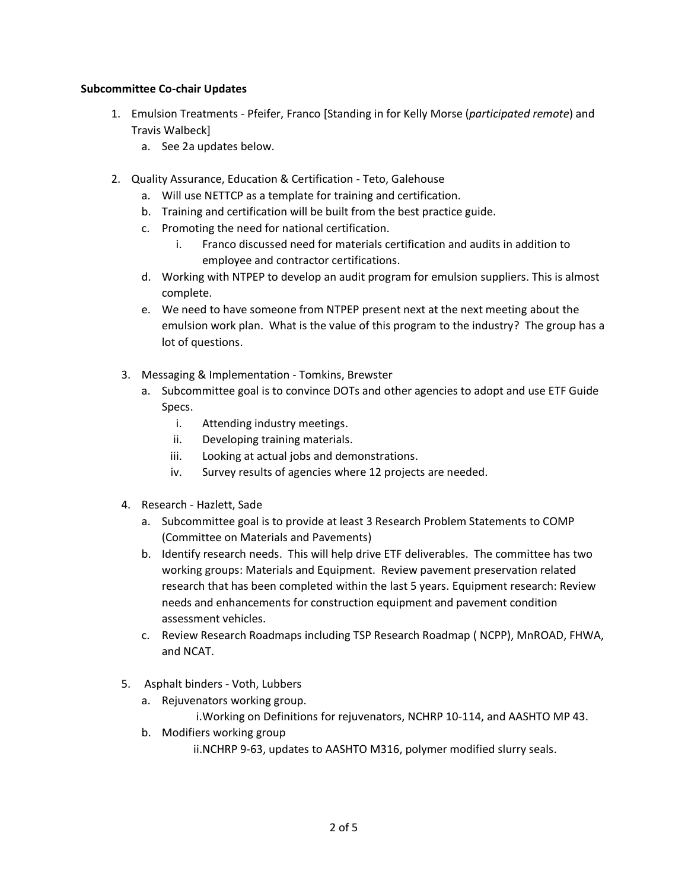**Subcommittee Co-chair Updates**

1. Emulsion Treatments - Pfeifer, Franco [Standing in for Kelly Morse (*participated remote*) and Travis Walbeck]
   a. See 2a updates below.

2. Quality Assurance, Education & Certification - Teto, Galehouse
   a. Will use NETTCP as a template for training and certification.
   b. Training and certification will be built from the best practice guide.
   c. Promoting the need for national certification.
      i. Franco discussed need for materials certification and audits in addition to employee and contractor certifications.
   d. Working with NTPEP to develop an audit program for emulsion suppliers. This is almost complete.
   e. We need to have someone from NTPEP present next at the next meeting about the emulsion work plan. What is the value of this program to the industry? The group has a lot of questions.

3. Messaging & Implementation - Tomkins, Brewster
   a. Subcommittee goal is to convince DOTs and other agencies to adopt and use ETF Guide Specs.
      i. Attending industry meetings.
      ii. Developing training materials.
      iii. Looking at actual jobs and demonstrations.
      iv. Survey results of agencies where 12 projects are needed.

4. Research - Hazlett, Sade
   a. Subcommittee goal is to provide at least 3 Research Problem Statements to COMP (Committee on Materials and Pavements)
   b. Identify research needs. This will help drive ETF deliverables. The committee has two working groups: Materials and Equipment. Review pavement preservation related research that has been completed within the last 5 years. Equipment research: Review needs and enhancements for construction equipment and pavement condition assessment vehicles.
   c. Review Research Roadmaps including TSP Research Roadmap ( NCPP), MnROAD, FHWA, and NCAT.

5. Asphalt binders - Voth, Lubbers
   a. Rejuvenators working group.
      i. Working on Definitions for rejuvenators, NCHRP 10-114, and AASHTO MP 43.
   b. Modifiers working group
      ii. NCHRP 9-63, updates to AASHTO M316, polymer modified slurry seals.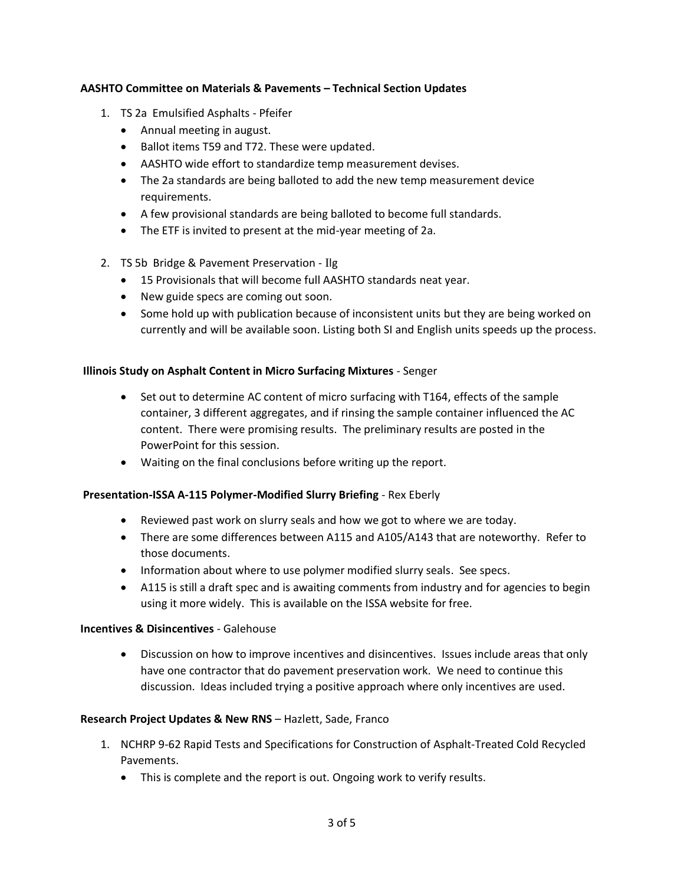**AASHTO Committee on Materials & Pavements – Technical Section Updates**

1. TS 2a Emulsified Asphalts - Pfeifer
   - Annual meeting in august.
   - Ballot items T59 and T72. These were updated.
   - AASHTO wide effort to standardize temp measurement devises.
   - The 2a standards are being balloted to add the new temp measurement device requirements.
   - A few provisional standards are being balloted to become full standards.
   - The ETF is invited to present at the mid-year meeting of 2a.

2. TS 5b Bridge & Pavement Preservation - Ilg
   - 15 Provisionals that will become full AASHTO standards neat year.
   - New guide specs are coming out soon.
   - Some hold up with publication because of inconsistent units but they are being worked on currently and will be available soon. Listing both SI and English units speeds up the process.

**Illinois Study on Asphalt Content in Micro Surfacing Mixtures** - Senger

- Set out to determine AC content of micro surfacing with T164, effects of the sample container, 3 different aggregates, and if rinsing the sample container influenced the AC content. There were promising results. The preliminary results are posted in the PowerPoint for this session.
- Waiting on the final conclusions before writing up the report.

**Presentation-ISSA A-115 Polymer-Modified Slurry Briefing** - Rex Eberly

- Reviewed past work on slurry seals and how we got to where we are today.
- There are some differences between A115 and A105/A143 that are noteworthy. Refer to those documents.
- Information about where to use polymer modified slurry seals. See specs.
- A115 is still a draft spec and is awaiting comments from industry and for agencies to begin using it more widely. This is available on the ISSA website for free.

**Incentives & Disincentives** - Galehouse

- Discussion on how to improve incentives and disincentives. Issues include areas that only have one contractor that do pavement preservation work. We need to continue this discussion. Ideas included trying a positive approach where only incentives are used.

**Research Project Updates & New RNS** – Hazlett, Sade, Franco

1. NCHRP 9-62 Rapid Tests and Specifications for Construction of Asphalt-Treated Cold Recycled Pavements.
   - This is complete and the report is out. Ongoing work to verify results.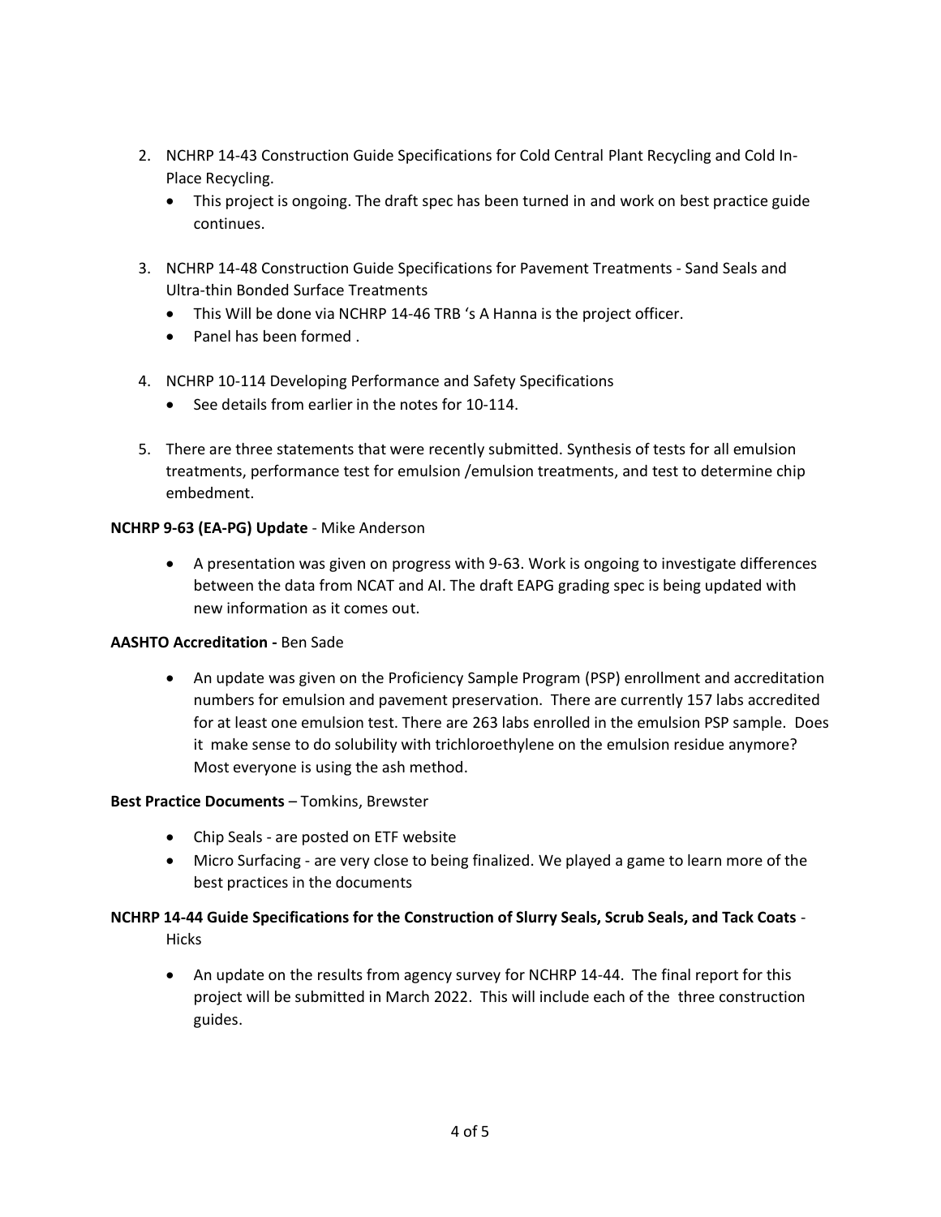2. NCHRP 14-43 Construction Guide Specifications for Cold Central Plant Recycling and Cold In-Place Recycling.
   - This project is ongoing. The draft spec has been turned in and work on best practice guide continues.

3. NCHRP 14-48 Construction Guide Specifications for Pavement Treatments - Sand Seals and Ultra-thin Bonded Surface Treatments
   - This Will be done via NCHRP 14-46 TRB 's A Hanna is the project officer.
   - Panel has been formed .

4. NCHRP 10-114 Developing Performance and Safety Specifications
   - See details from earlier in the notes for 10-114.

5. There are three statements that were recently submitted. Synthesis of tests for all emulsion treatments, performance test for emulsion /emulsion treatments, and test to determine chip embedment.

**NCHRP 9-63 (EA-PG) Update** - Mike Anderson

- A presentation was given on progress with 9-63. Work is ongoing to investigate differences between the data from NCAT and AI. The draft EAPG grading spec is being updated with new information as it comes out.

**AASHTO Accreditation -** Ben Sade

- An update was given on the Proficiency Sample Program (PSP) enrollment and accreditation numbers for emulsion and pavement preservation. There are currently 157 labs accredited for at least one emulsion test. There are 263 labs enrolled in the emulsion PSP sample. Does it make sense to do solubility with trichloroethylene on the emulsion residue anymore? Most everyone is using the ash method.

**Best Practice Documents** – Tomkins, Brewster

- Chip Seals - are posted on ETF website
- Micro Surfacing - are very close to being finalized. We played a game to learn more of the best practices in the documents

**NCHRP 14-44 Guide Specifications for the Construction of Slurry Seals, Scrub Seals, and Tack Coats** - Hicks

- An update on the results from agency survey for NCHRP 14-44. The final report for this project will be submitted in March 2022. This will include each of the three construction guides.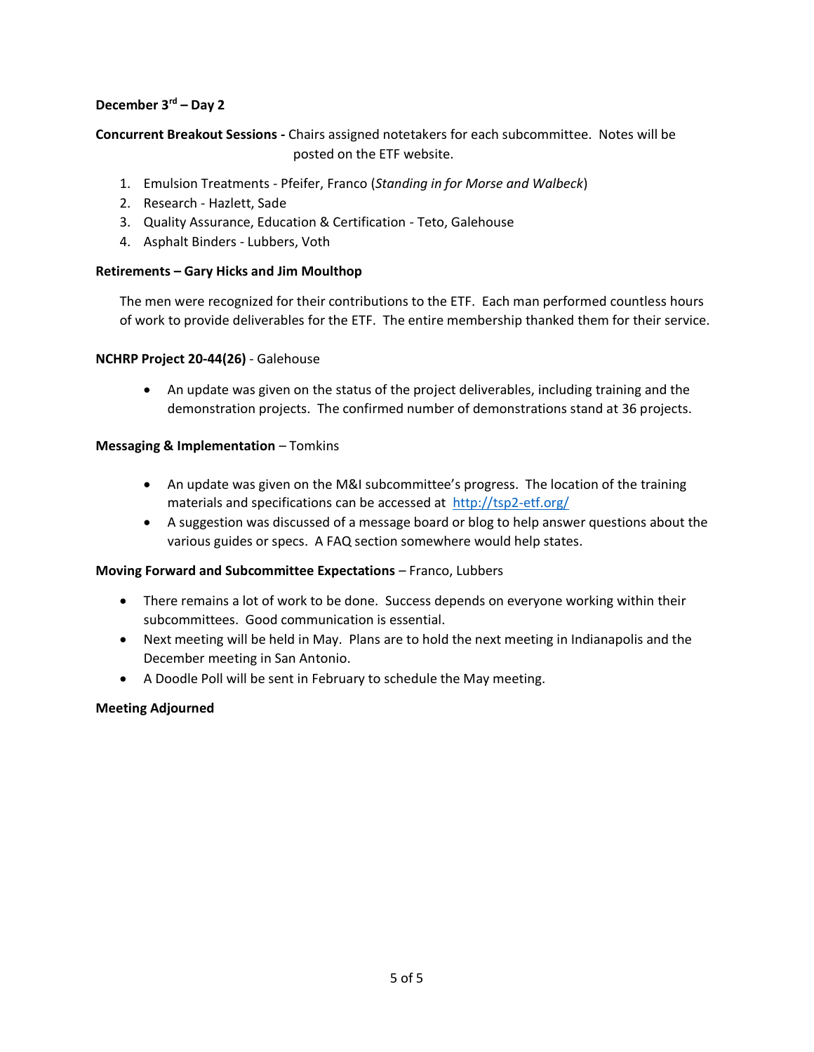**December 3rd – Day 2**

**Concurrent Breakout Sessions -** Chairs assigned notetakers for each subcommittee. Notes will be posted on the ETF website.

1. Emulsion Treatments - Pfeifer, Franco (*Standing in for Morse and Walbeck*)
2. Research - Hazlett, Sade
3. Quality Assurance, Education & Certification - Teto, Galehouse
4. Asphalt Binders - Lubbers, Voth

**Retirements – Gary Hicks and Jim Moulthop**

The men were recognized for their contributions to the ETF. Each man performed countless hours of work to provide deliverables for the ETF. The entire membership thanked them for their service.

**NCHRP Project 20-44(26)** - Galehouse

- An update was given on the status of the project deliverables, including training and the demonstration projects. The confirmed number of demonstrations stand at 36 projects.

**Messaging & Implementation** – Tomkins

- An update was given on the M&I subcommittee's progress. The location of the training materials and specifications can be accessed at http://tsp2-etf.org/
- A suggestion was discussed of a message board or blog to help answer questions about the various guides or specs. A FAQ section somewhere would help states.

**Moving Forward and Subcommittee Expectations** – Franco, Lubbers

- There remains a lot of work to be done. Success depends on everyone working within their subcommittees. Good communication is essential.
- Next meeting will be held in May. Plans are to hold the next meeting in Indianapolis and the December meeting in San Antonio.
- A Doodle Poll will be sent in February to schedule the May meeting.

**Meeting Adjourned**